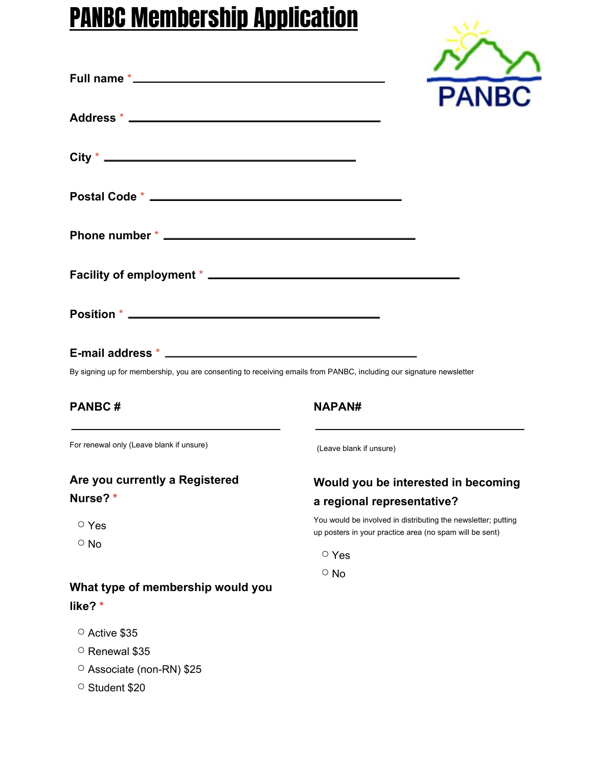# PANBC Membership Application

PANBC

**Full name** * ________________________________

**Address** * ________________________________

**City** * ________________________________

**Postal Code** * ________________________________

**Phone number** * ________________________________

**Facility of employment** * ________________________________

**Position** * ________________________________

**E-mail address** * ________________________________

By signing up for membership, you are consenting to receiving emails from PANBC, including our signature newsletter

**PANBC #**

________________________________

For renewal only (Leave blank if unsure)

**NAPAN#**

________________________________

(Leave blank if unsure)

**Are you currently a Registered Nurse?** *

- ○ Yes
- ○ No

**Would you be interested in becoming a regional representative?**

You would be involved in distributing the newsletter; putting up posters in your practice area (no spam will be sent)

- ○ Yes
- ○ No

**What type of membership would you like?** *

- ○ Active $35
- ○ Renewal $35
- ○ Associate (non-RN) $25
- ○ Student $20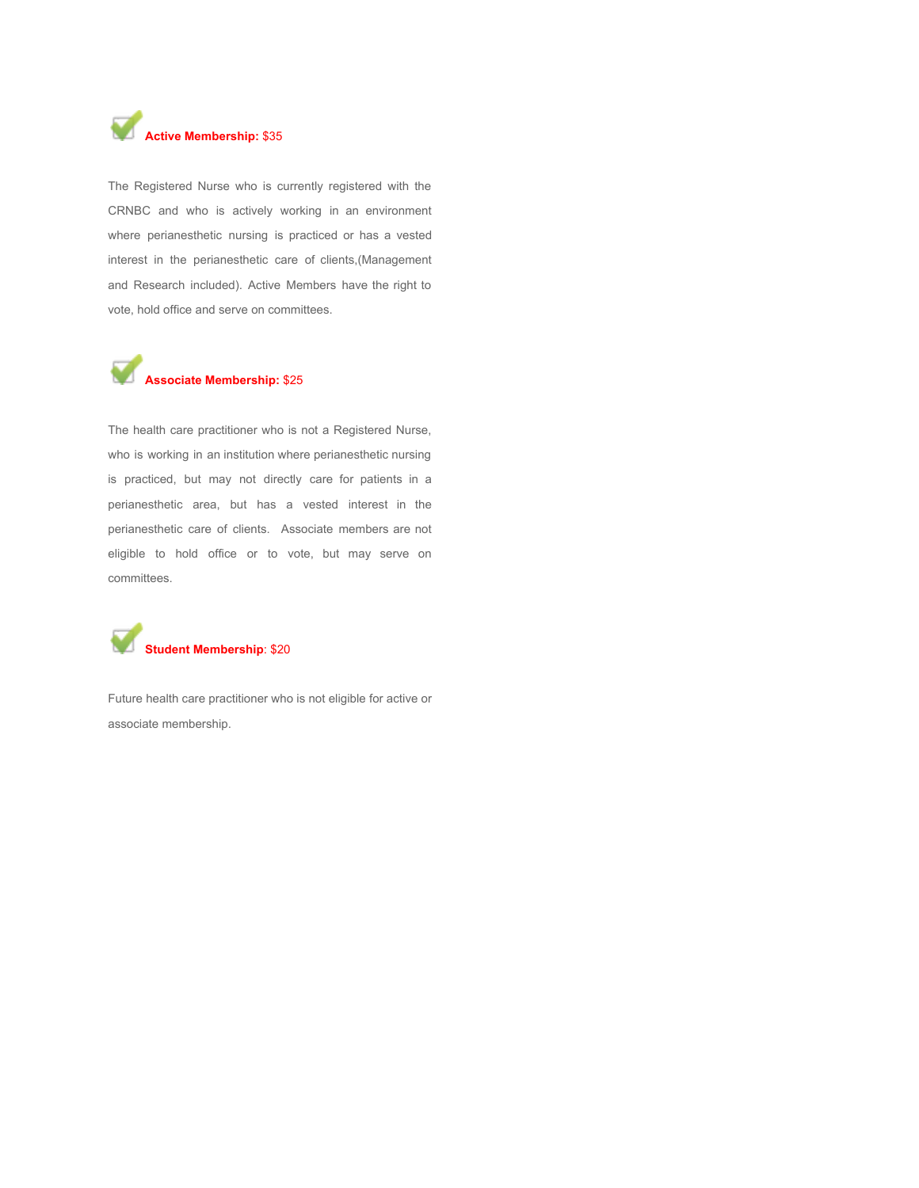**Active Membership:** $35

The Registered Nurse who is currently registered with the CRNBC and who is actively working in an environment where perianesthetic nursing is practiced or has a vested interest in the perianesthetic care of clients,(Management and Research included). Active Members have the right to vote, hold office and serve on committees.

**Associate Membership:** $25

The health care practitioner who is not a Registered Nurse, who is working in an institution where perianesthetic nursing is practiced, but may not directly care for patients in a perianesthetic area, but has a vested interest in the perianesthetic care of clients. Associate members are not eligible to hold office or to vote, but may serve on committees.

**Student Membership**: $20

Future health care practitioner who is not eligible for active or associate membership.